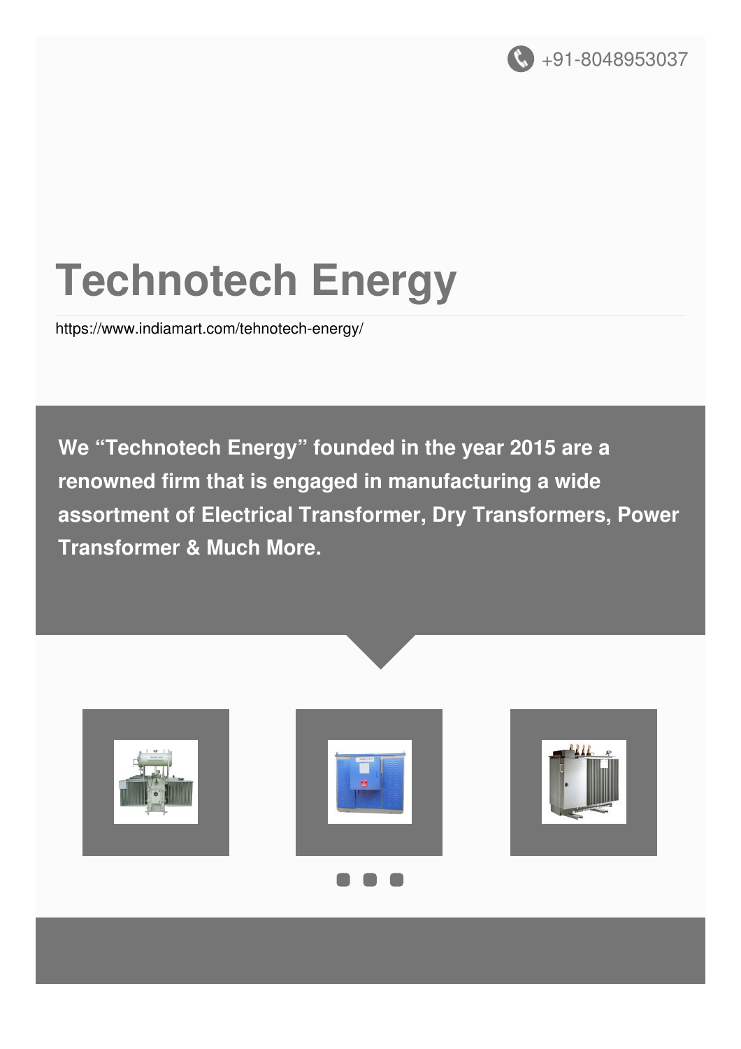+91-8048953037

# Technotech Energy

https://www.indiamart.com/tehnotech-energy/

**We "Technotech Energy" founded in the year 2015 are a renowned firm that is engaged in manufacturing a wide assortment of Electrical Transformer, Dry Transformers, Power Transformer & Much More.**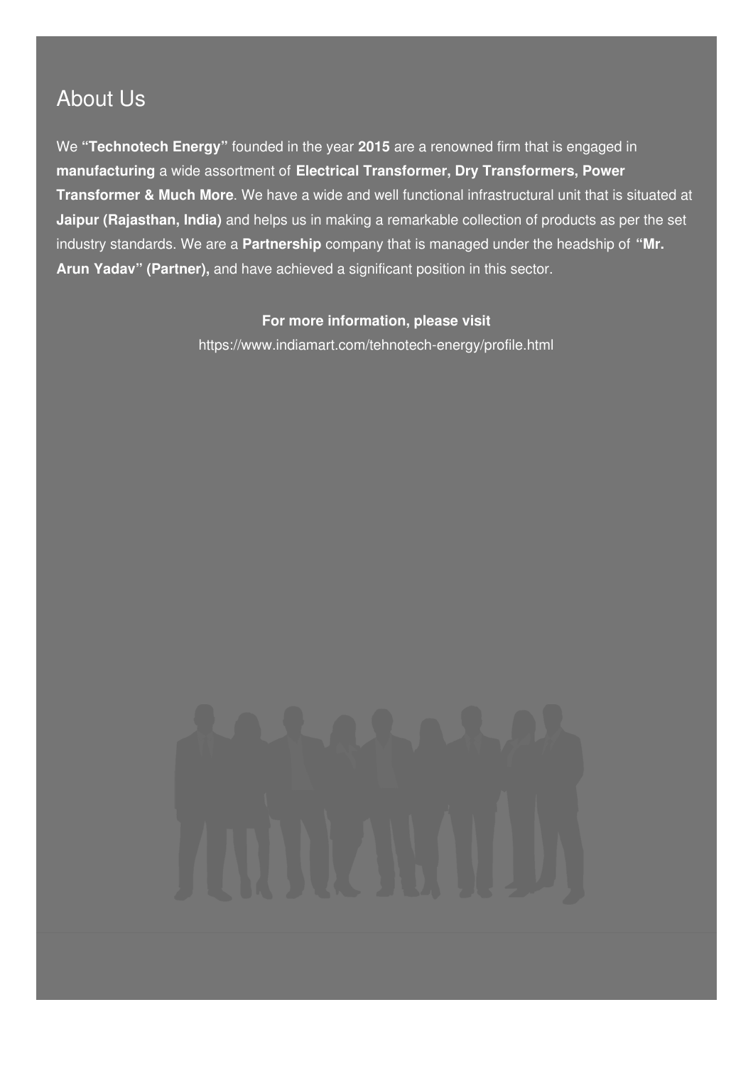## About Us

We **"Technotech Energy"** founded in the year **2015** are a renowned firm that is engaged in **manufacturing** a wide assortment of **Electrical Transformer, Dry Transformers, Power Transformer & Much More**. We have a wide and well functional infrastructural unit that is situated at **Jaipur (Rajasthan, India)** and helps us in making a remarkable collection of products as per the set industry standards. We are a **Partnership** company that is managed under the headship of **"Mr. Arun Yadav" (Partner),** and have achieved a significant position in this sector.

**For more information, please visit**

https://www.indiamart.com/tehnotech-energy/profile.html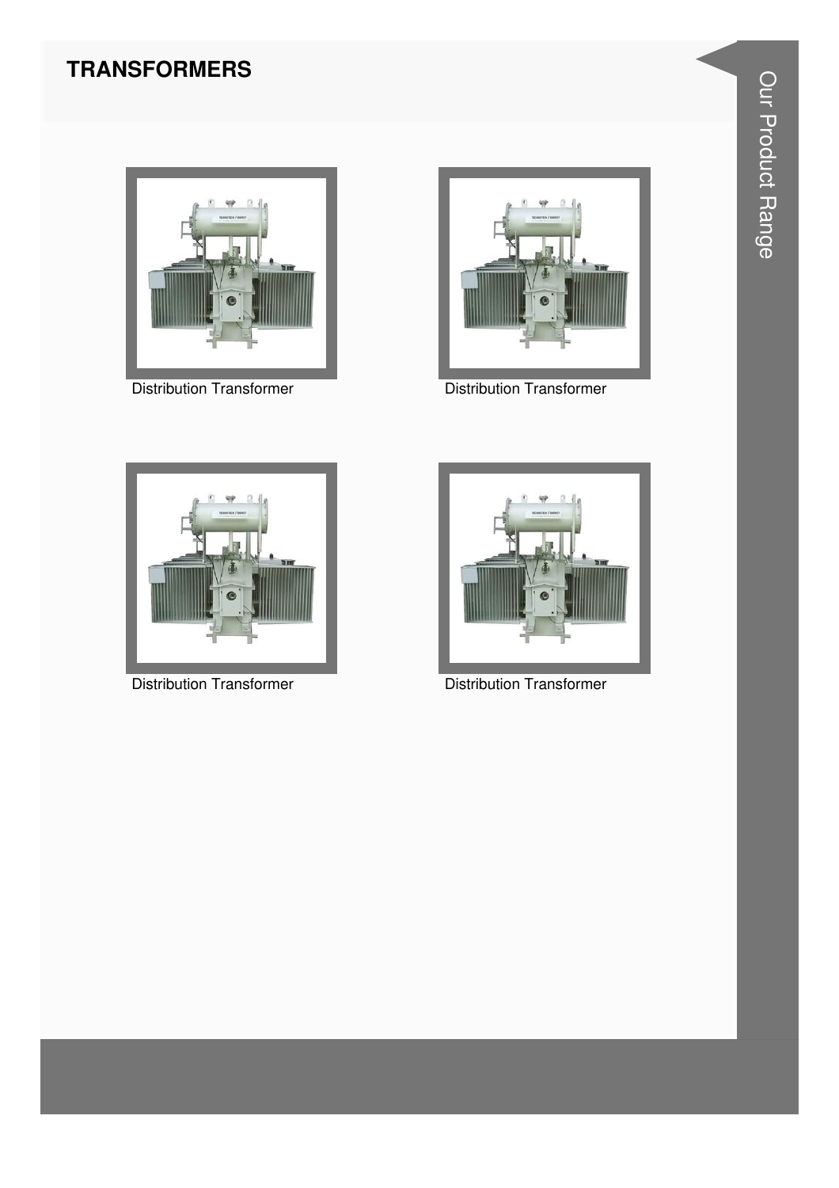## TRANSFORMERS

Distribution Transformer

Distribution Transformer

Distribution Transformer

Distribution Transformer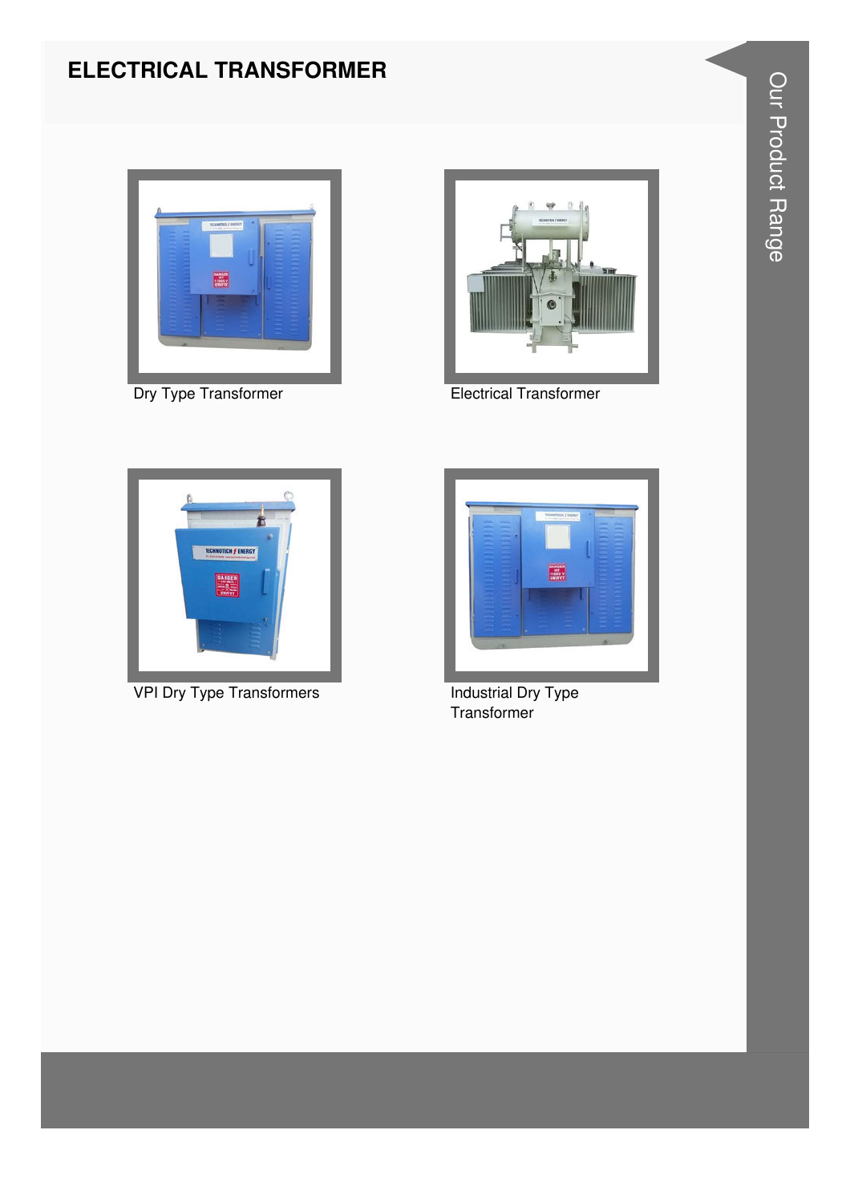# ELECTRICAL TRANSFORMER

Dry Type Transformer

Electrical Transformer

VPI Dry Type Transformers

Industrial Dry Type Transformer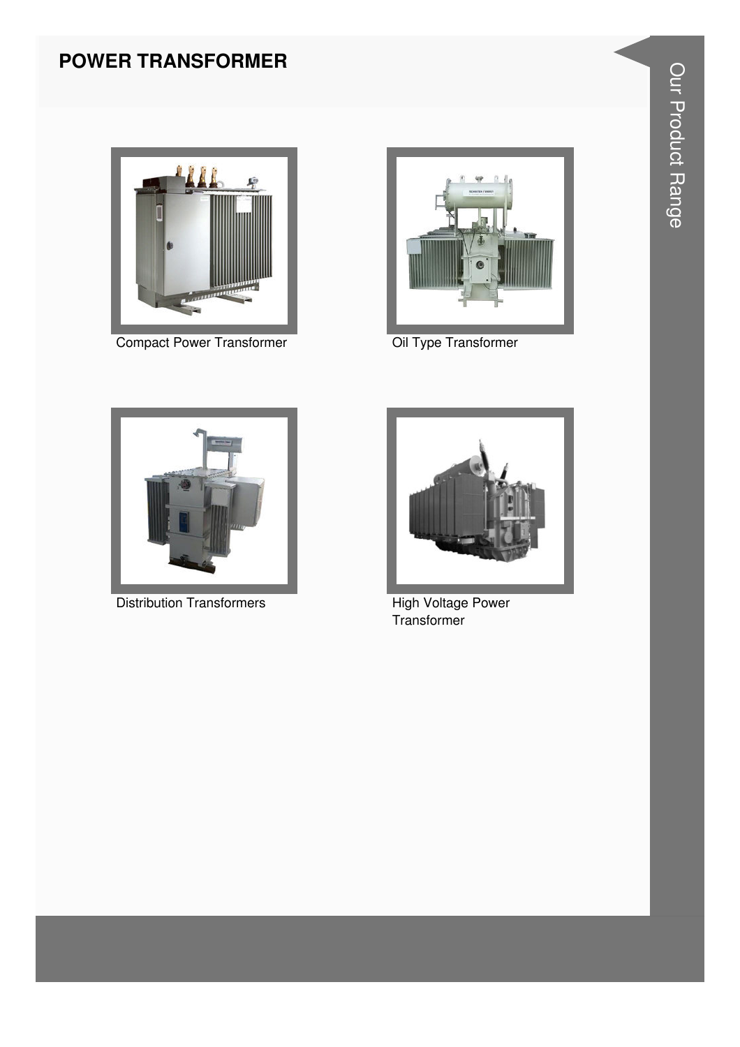## POWER TRANSFORMER

Compact Power Transformer

Oil Type Transformer

Distribution Transformers

High Voltage Power Transformer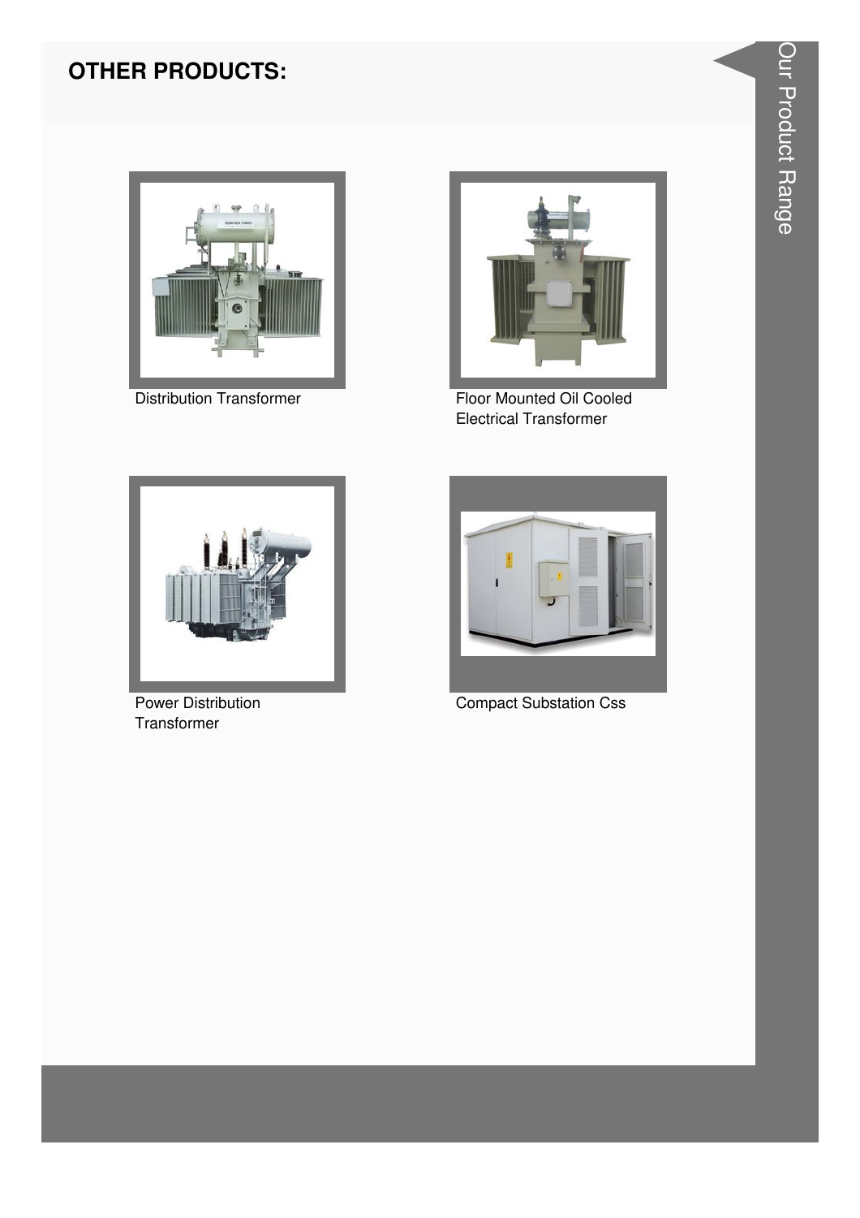## OTHER PRODUCTS:

Distribution Transformer

Floor Mounted Oil Cooled Electrical Transformer

Power Distribution Transformer

Compact Substation Css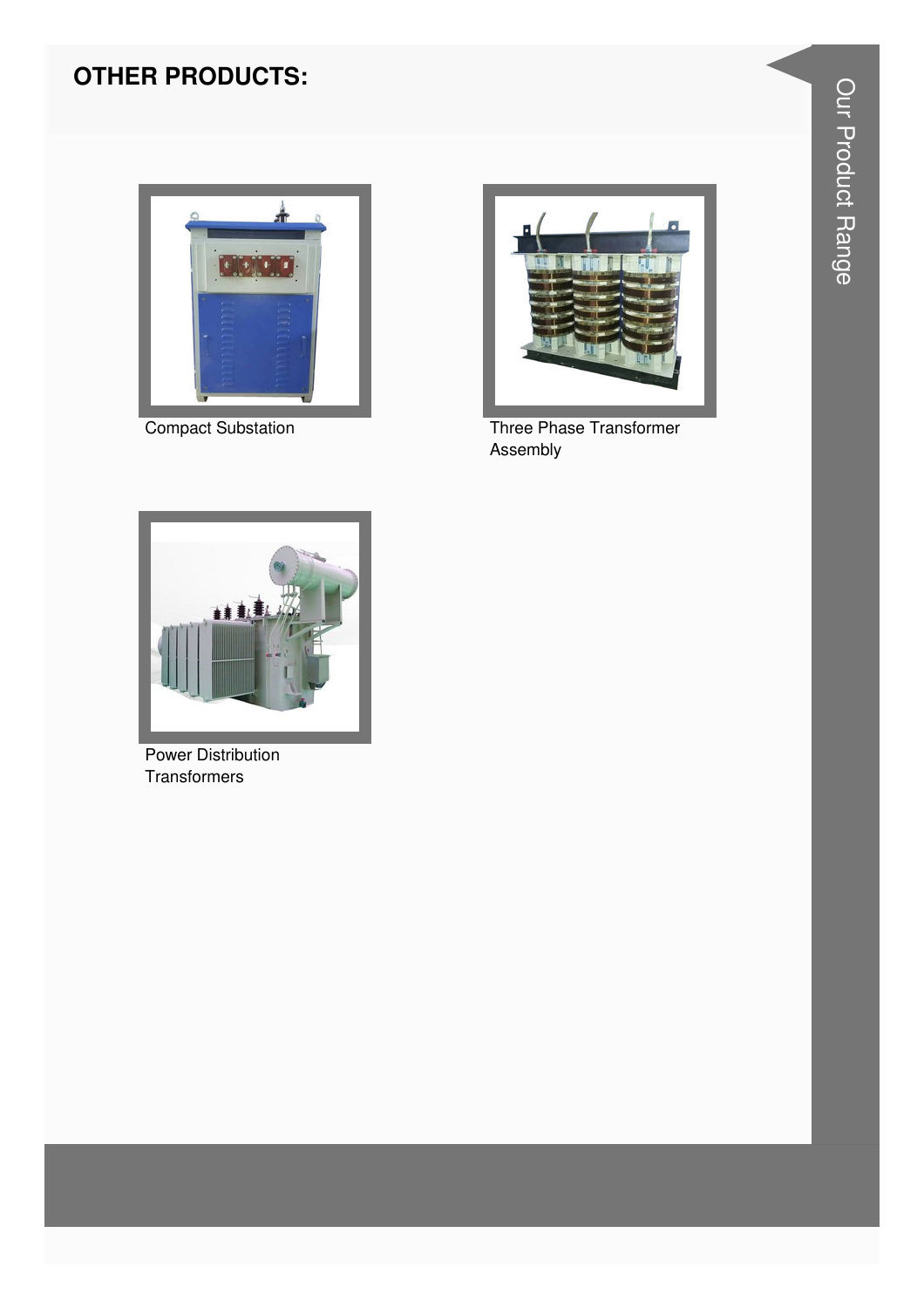## OTHER PRODUCTS:

Compact Substation

Three Phase Transformer Assembly

Power Distribution Transformers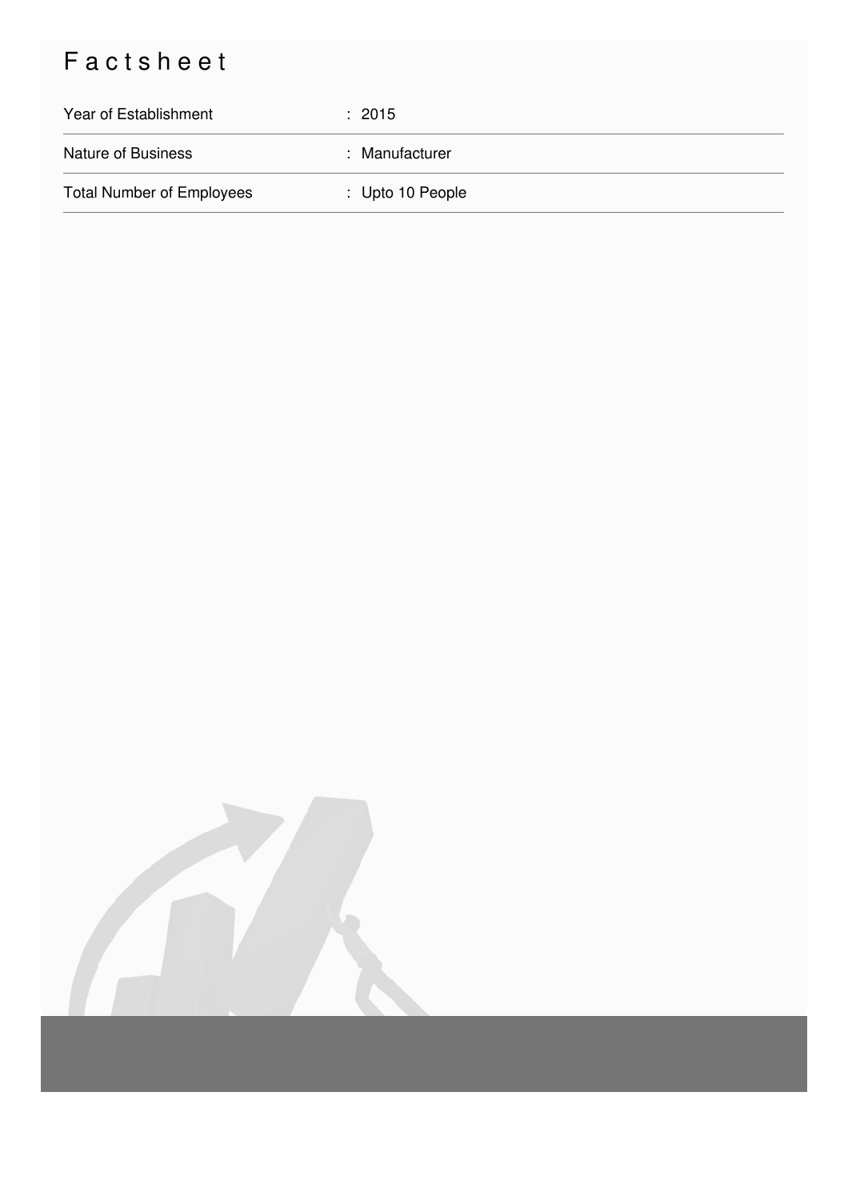# Factsheet

| | |
|---|---|
| Year of Establishment | : 2015 |
| Nature of Business | : Manufacturer |
| Total Number of Employees | : Upto 10 People |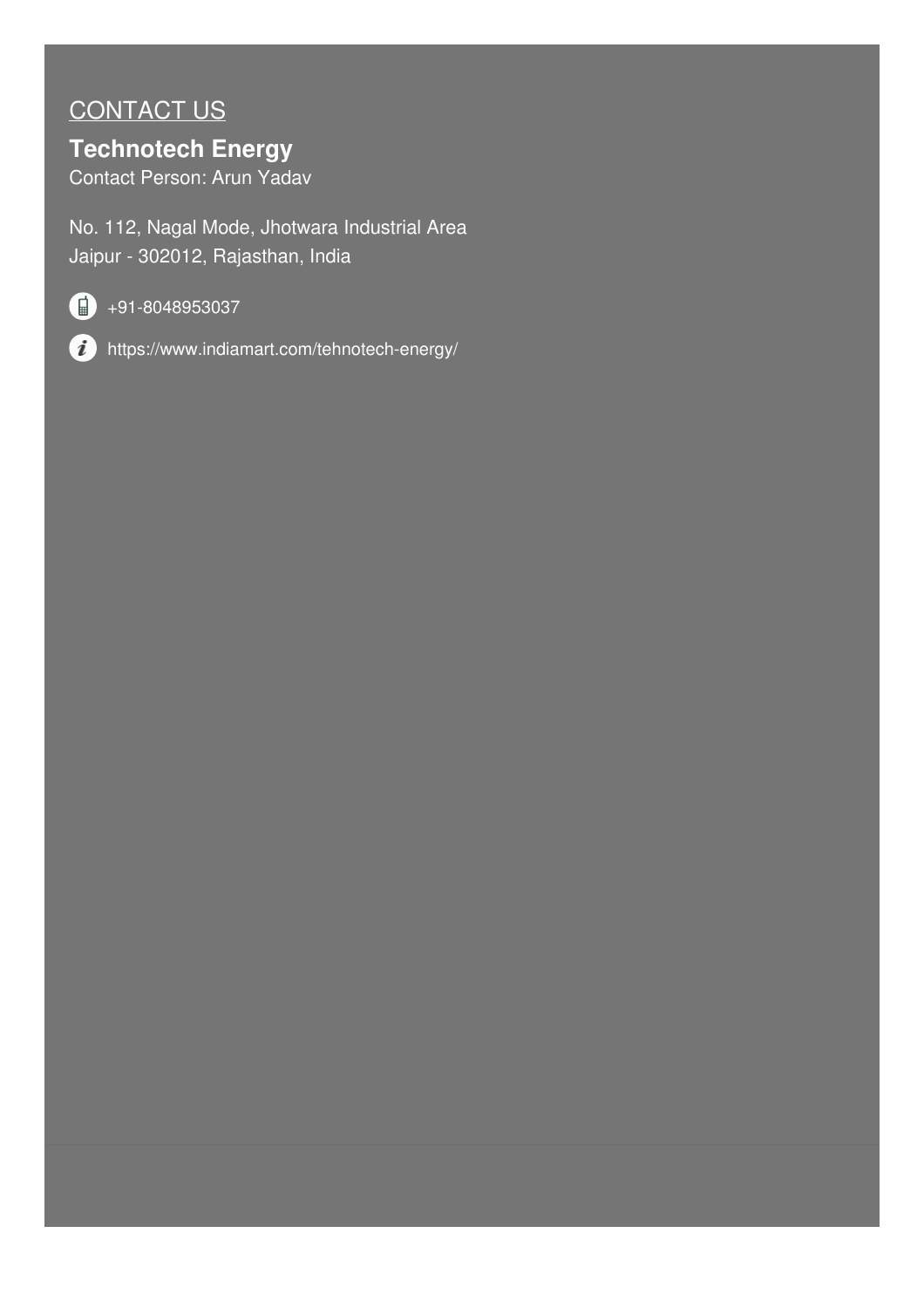CONTACT US

## Technotech Energy

Contact Person: Arun Yadav

No. 112, Nagal Mode, Jhotwara Industrial Area
Jaipur - 302012, Rajasthan, India

+91-8048953037

https://www.indiamart.com/tehnotech-energy/